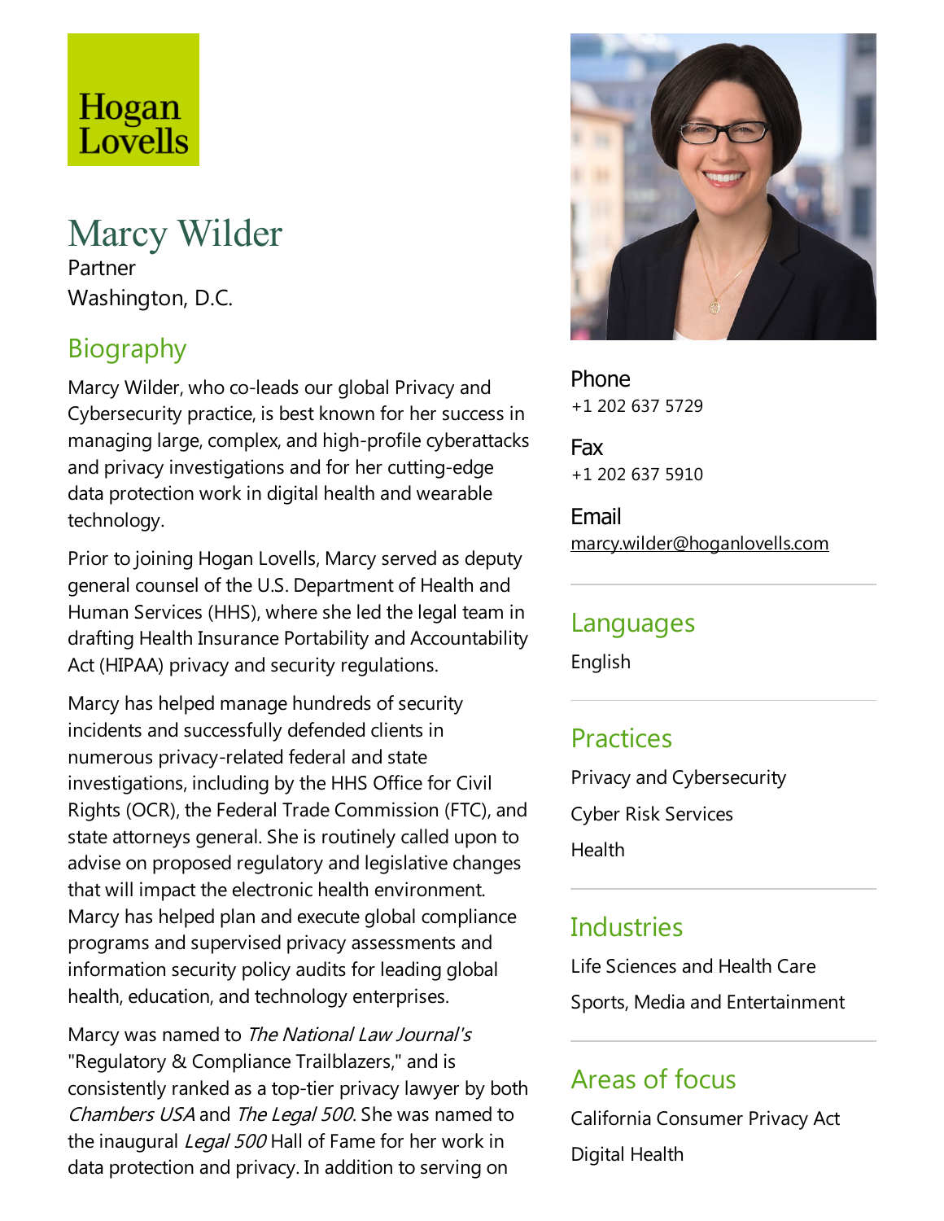Hogan Lovells

# Marcy Wilder

Partner

Washington, D.C.

## Biography

Marcy Wilder, who co-leads our global Privacy and Cybersecurity practice, is best known for her success in managing large, complex, and high-profile cyberattacks and privacy investigations and for her cutting-edge data protection work in digital health and wearable technology.

Prior to joining Hogan Lovells, Marcy served as deputy general counsel of the U.S. Department of Health and Human Services (HHS), where she led the legal team in drafting Health Insurance Portability and Accountability Act (HIPAA) privacy and security regulations.

Marcy has helped manage hundreds of security incidents and successfully defended clients in numerous privacy-related federal and state investigations, including by the HHS Office for Civil Rights (OCR), the Federal Trade Commission (FTC), and state attorneys general. She is routinely called upon to advise on proposed regulatory and legislative changes that will impact the electronic health environment. Marcy has helped plan and execute global compliance programs and supervised privacy assessments and information security policy audits for leading global health, education, and technology enterprises.

Marcy was named to *The National Law Journal's* "Regulatory & Compliance Trailblazers," and is consistently ranked as a top-tier privacy lawyer by both *Chambers USA* and *The Legal 500*. She was named to the inaugural *Legal 500* Hall of Fame for her work in data protection and privacy. In addition to serving on

Phone
+1 202 637 5729

Fax
+1 202 637 5910

Email
marcy.wilder@hoganlovells.com

## Languages

English

## Practices

Privacy and Cybersecurity

Cyber Risk Services

Health

## Industries

Life Sciences and Health Care

Sports, Media and Entertainment

## Areas of focus

California Consumer Privacy Act

Digital Health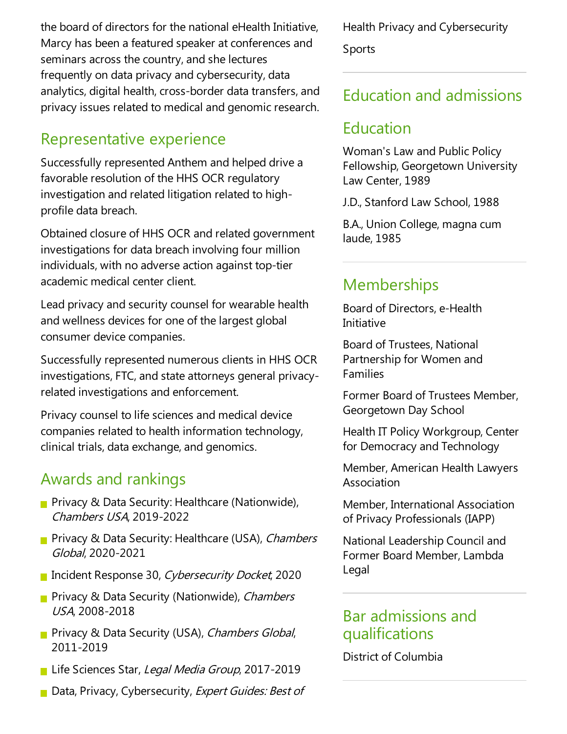the board of directors for the national eHealth Initiative, Marcy has been a featured speaker at conferences and seminars across the country, and she lectures frequently on data privacy and cybersecurity, data analytics, digital health, cross-border data transfers, and privacy issues related to medical and genomic research.

## Representative experience

Successfully represented Anthem and helped drive a favorable resolution of the HHS OCR regulatory investigation and related litigation related to high-profile data breach.

Obtained closure of HHS OCR and related government investigations for data breach involving four million individuals, with no adverse action against top-tier academic medical center client.

Lead privacy and security counsel for wearable health and wellness devices for one of the largest global consumer device companies.

Successfully represented numerous clients in HHS OCR investigations, FTC, and state attorneys general privacy-related investigations and enforcement.

Privacy counsel to life sciences and medical device companies related to health information technology, clinical trials, data exchange, and genomics.

## Awards and rankings

- Privacy & Data Security: Healthcare (Nationwide), *Chambers USA*, 2019-2022
- Privacy & Data Security: Healthcare (USA), *Chambers Global*, 2020-2021
- Incident Response 30, *Cybersecurity Docket*, 2020
- Privacy & Data Security (Nationwide), *Chambers USA*, 2008-2018
- Privacy & Data Security (USA), *Chambers Global*, 2011-2019
- Life Sciences Star, *Legal Media Group*, 2017-2019
- Data, Privacy, Cybersecurity, *Expert Guides: Best of*

Health Privacy and Cybersecurity

Sports

## Education and admissions

## Education

Woman's Law and Public Policy Fellowship, Georgetown University Law Center, 1989

J.D., Stanford Law School, 1988

B.A., Union College, magna cum laude, 1985

## Memberships

Board of Directors, e-Health Initiative

Board of Trustees, National Partnership for Women and Families

Former Board of Trustees Member, Georgetown Day School

Health IT Policy Workgroup, Center for Democracy and Technology

Member, American Health Lawyers Association

Member, International Association of Privacy Professionals (IAPP)

National Leadership Council and Former Board Member, Lambda Legal

## Bar admissions and qualifications

District of Columbia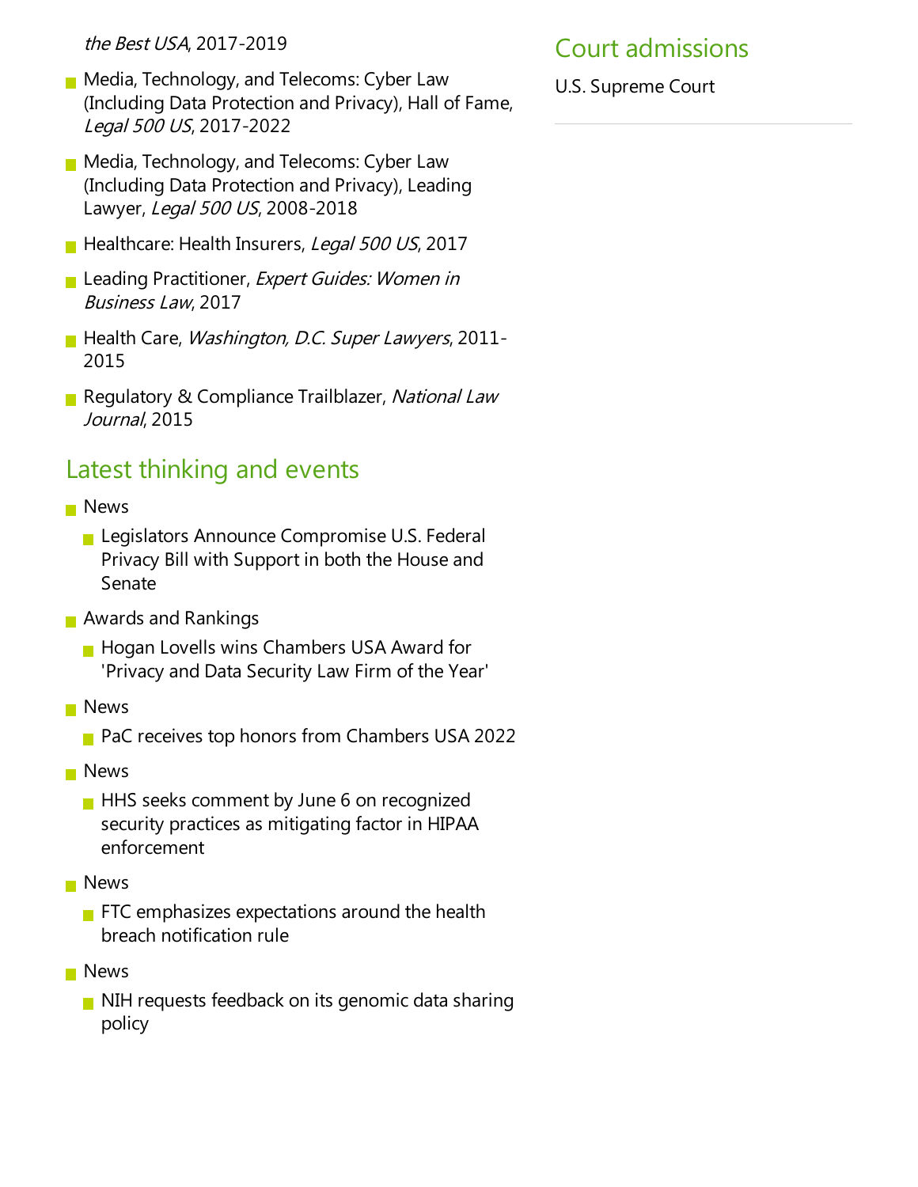*the Best USA*, 2017-2019

- Media, Technology, and Telecoms: Cyber Law (Including Data Protection and Privacy), Hall of Fame, *Legal 500 US*, 2017-2022
- Media, Technology, and Telecoms: Cyber Law (Including Data Protection and Privacy), Leading Lawyer, *Legal 500 US*, 2008-2018
- Healthcare: Health Insurers, *Legal 500 US*, 2017
- Leading Practitioner, *Expert Guides: Women in Business Law*, 2017
- Health Care, *Washington, D.C. Super Lawyers*, 2011-2015
- Regulatory & Compliance Trailblazer, *National Law Journal*, 2015

## Latest thinking and events

- News
  - Legislators Announce Compromise U.S. Federal Privacy Bill with Support in both the House and Senate
- Awards and Rankings
  - Hogan Lovells wins Chambers USA Award for 'Privacy and Data Security Law Firm of the Year'
- News
  - PaC receives top honors from Chambers USA 2022
- News
  - HHS seeks comment by June 6 on recognized security practices as mitigating factor in HIPAA enforcement
- News
  - FTC emphasizes expectations around the health breach notification rule
- News
  - NIH requests feedback on its genomic data sharing policy

## Court admissions

U.S. Supreme Court